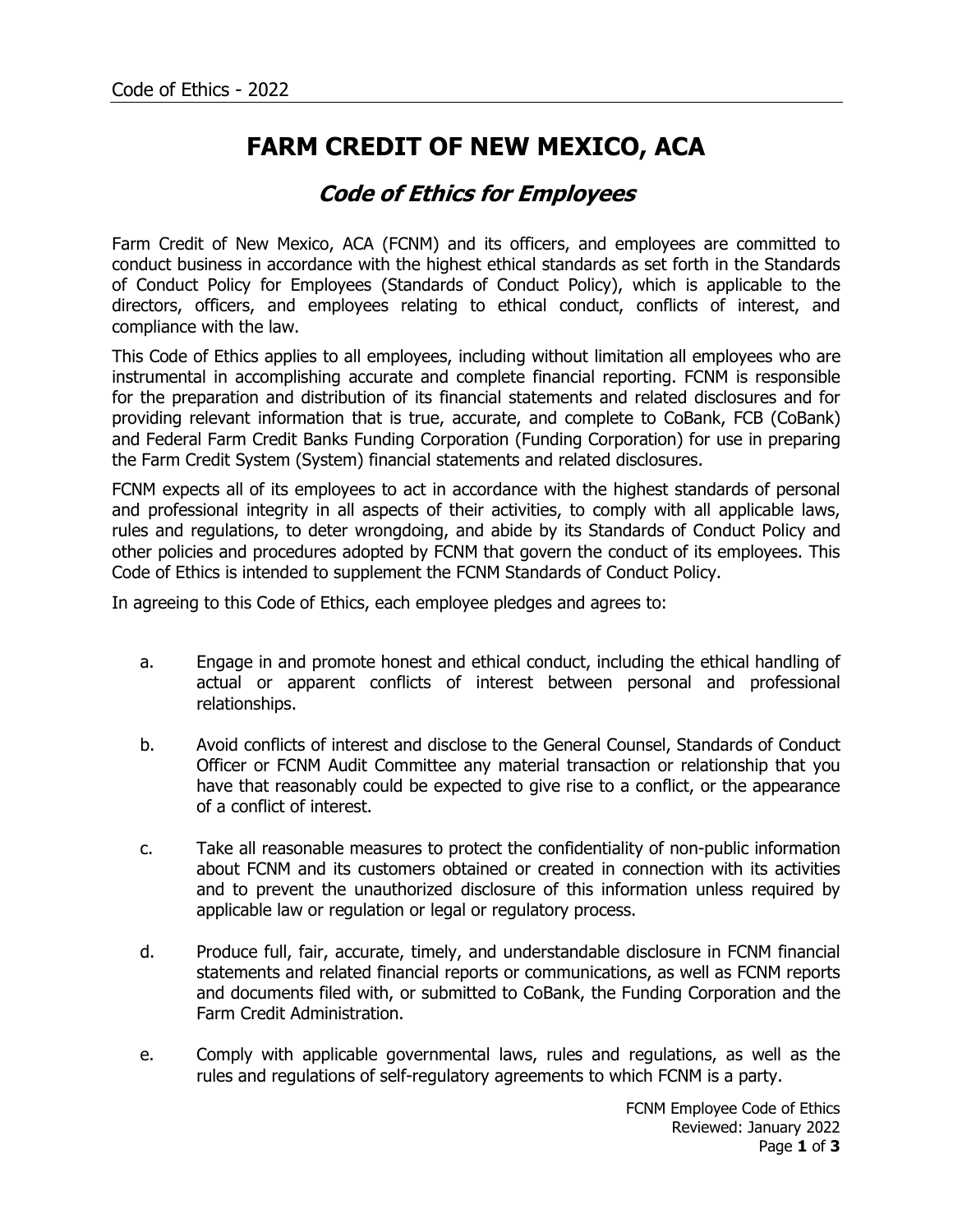# FARM CREDIT OF NEW MEXICO, ACA

## *Code of Ethics for Employees*

Farm Credit of New Mexico, ACA (FCNM) and its officers, and employees are committed to conduct business in accordance with the highest ethical standards as set forth in the Standards of Conduct Policy for Employees (Standards of Conduct Policy), which is applicable to the directors, officers, and employees relating to ethical conduct, conflicts of interest, and compliance with the law.

This Code of Ethics applies to all employees, including without limitation all employees who are instrumental in accomplishing accurate and complete financial reporting. FCNM is responsible for the preparation and distribution of its financial statements and related disclosures and for providing relevant information that is true, accurate, and complete to CoBank, FCB (CoBank) and Federal Farm Credit Banks Funding Corporation (Funding Corporation) for use in preparing the Farm Credit System (System) financial statements and related disclosures.

FCNM expects all of its employees to act in accordance with the highest standards of personal and professional integrity in all aspects of their activities, to comply with all applicable laws, rules and regulations, to deter wrongdoing, and abide by its Standards of Conduct Policy and other policies and procedures adopted by FCNM that govern the conduct of its employees. This Code of Ethics is intended to supplement the FCNM Standards of Conduct Policy.

In agreeing to this Code of Ethics, each employee pledges and agrees to:

a. Engage in and promote honest and ethical conduct, including the ethical handling of actual or apparent conflicts of interest between personal and professional relationships.

b. Avoid conflicts of interest and disclose to the General Counsel, Standards of Conduct Officer or FCNM Audit Committee any material transaction or relationship that you have that reasonably could be expected to give rise to a conflict, or the appearance of a conflict of interest.

c. Take all reasonable measures to protect the confidentiality of non-public information about FCNM and its customers obtained or created in connection with its activities and to prevent the unauthorized disclosure of this information unless required by applicable law or regulation or legal or regulatory process.

d. Produce full, fair, accurate, timely, and understandable disclosure in FCNM financial statements and related financial reports or communications, as well as FCNM reports and documents filed with, or submitted to CoBank, the Funding Corporation and the Farm Credit Administration.

e. Comply with applicable governmental laws, rules and regulations, as well as the rules and regulations of self-regulatory agreements to which FCNM is a party.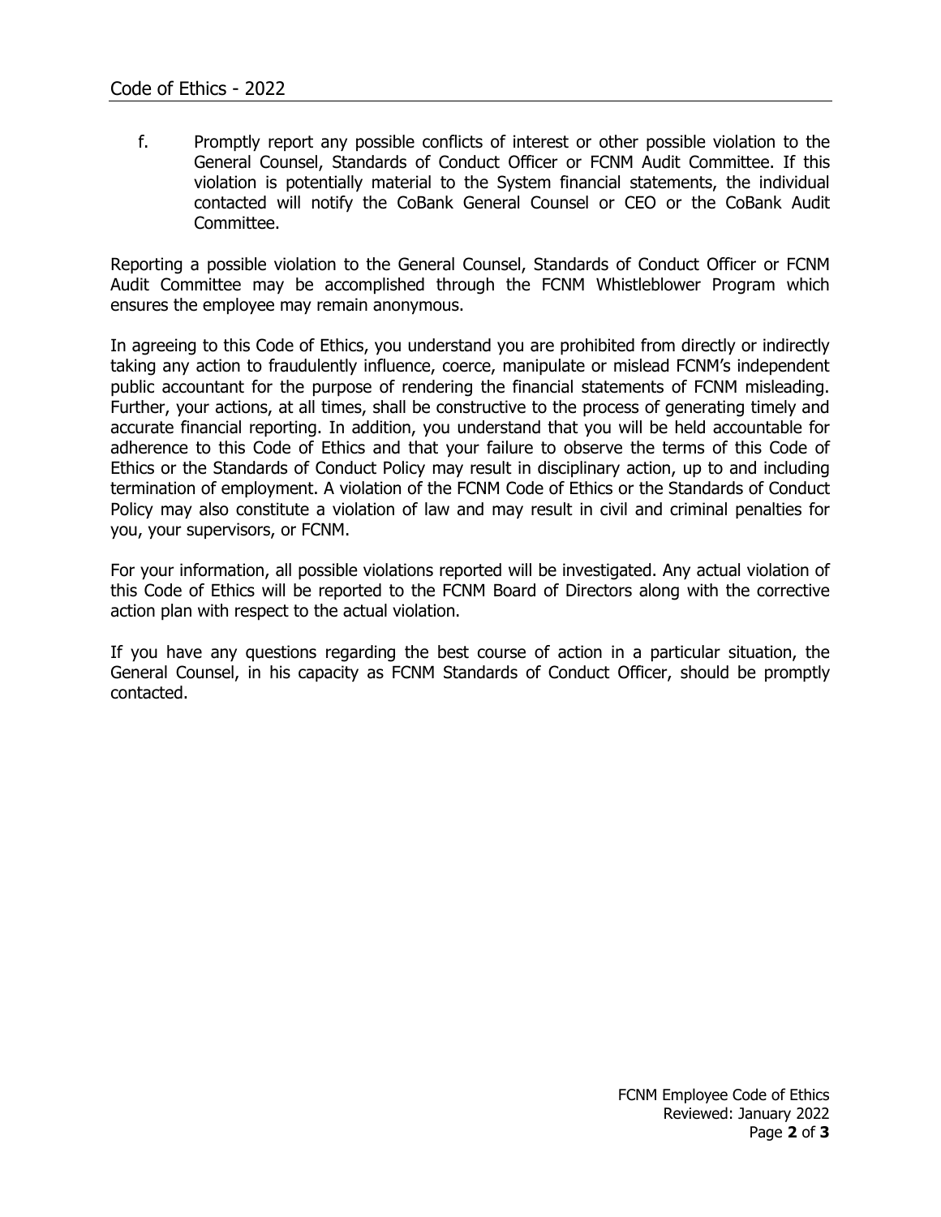f. Promptly report any possible conflicts of interest or other possible violation to the General Counsel, Standards of Conduct Officer or FCNM Audit Committee. If this violation is potentially material to the System financial statements, the individual contacted will notify the CoBank General Counsel or CEO or the CoBank Audit Committee.

Reporting a possible violation to the General Counsel, Standards of Conduct Officer or FCNM Audit Committee may be accomplished through the FCNM Whistleblower Program which ensures the employee may remain anonymous.

In agreeing to this Code of Ethics, you understand you are prohibited from directly or indirectly taking any action to fraudulently influence, coerce, manipulate or mislead FCNM's independent public accountant for the purpose of rendering the financial statements of FCNM misleading. Further, your actions, at all times, shall be constructive to the process of generating timely and accurate financial reporting. In addition, you understand that you will be held accountable for adherence to this Code of Ethics and that your failure to observe the terms of this Code of Ethics or the Standards of Conduct Policy may result in disciplinary action, up to and including termination of employment. A violation of the FCNM Code of Ethics or the Standards of Conduct Policy may also constitute a violation of law and may result in civil and criminal penalties for you, your supervisors, or FCNM.

For your information, all possible violations reported will be investigated. Any actual violation of this Code of Ethics will be reported to the FCNM Board of Directors along with the corrective action plan with respect to the actual violation.

If you have any questions regarding the best course of action in a particular situation, the General Counsel, in his capacity as FCNM Standards of Conduct Officer, should be promptly contacted.